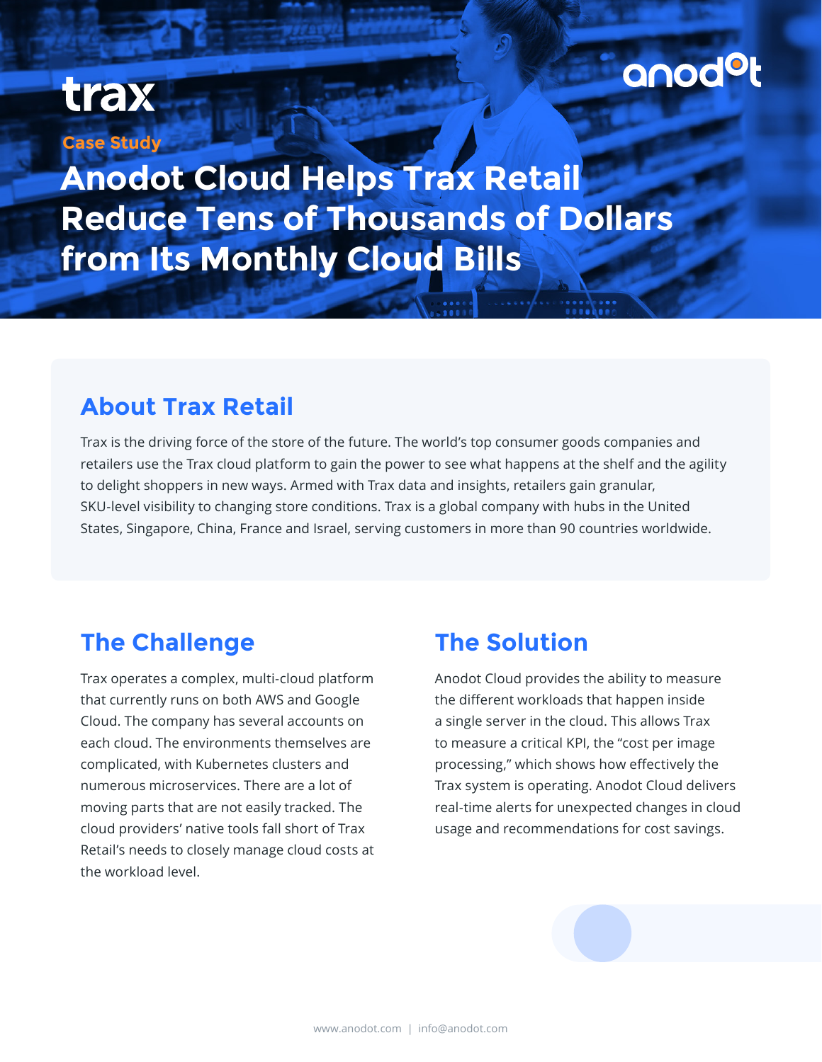trax

anodot

Case Study

# Anodot Cloud Helps Trax Retail Reduce Tens of Thousands of Dollars from Its Monthly Cloud Bills

## About Trax Retail

Trax is the driving force of the store of the future. The world's top consumer goods companies and retailers use the Trax cloud platform to gain the power to see what happens at the shelf and the agility to delight shoppers in new ways. Armed with Trax data and insights, retailers gain granular, SKU-level visibility to changing store conditions. Trax is a global company with hubs in the United States, Singapore, China, France and Israel, serving customers in more than 90 countries worldwide.

## The Challenge

Trax operates a complex, multi-cloud platform that currently runs on both AWS and Google Cloud. The company has several accounts on each cloud. The environments themselves are complicated, with Kubernetes clusters and numerous microservices. There are a lot of moving parts that are not easily tracked. The cloud providers' native tools fall short of Trax Retail's needs to closely manage cloud costs at the workload level.

## The Solution

Anodot Cloud provides the ability to measure the different workloads that happen inside a single server in the cloud. This allows Trax to measure a critical KPI, the "cost per image processing," which shows how effectively the Trax system is operating. Anodot Cloud delivers real-time alerts for unexpected changes in cloud usage and recommendations for cost savings.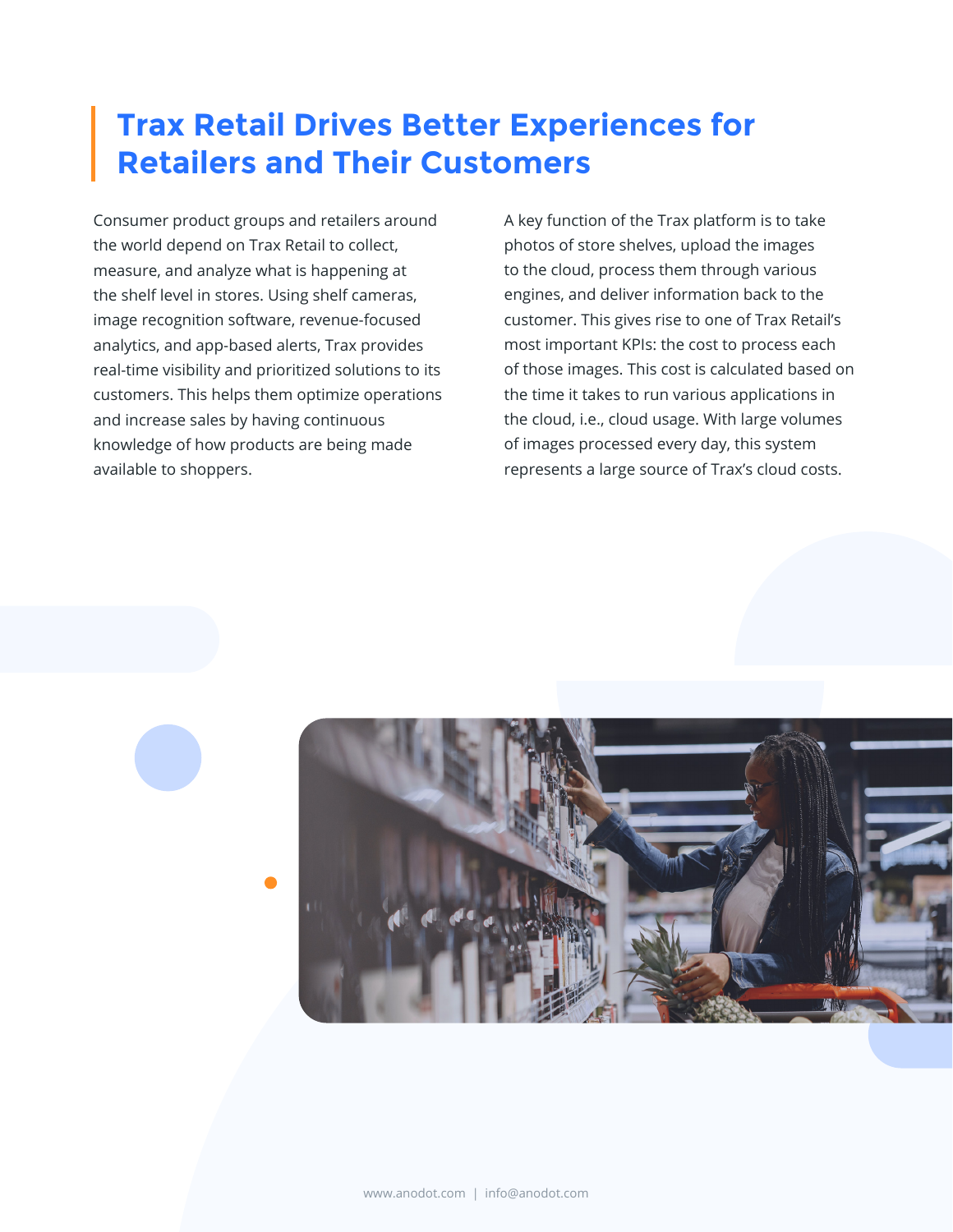## Trax Retail Drives Better Experiences for Retailers and Their Customers

Consumer product groups and retailers around the world depend on Trax Retail to collect, measure, and analyze what is happening at the shelf level in stores. Using shelf cameras, image recognition software, revenue-focused analytics, and app-based alerts, Trax provides real-time visibility and prioritized solutions to its customers. This helps them optimize operations and increase sales by having continuous knowledge of how products are being made available to shoppers.

A key function of the Trax platform is to take photos of store shelves, upload the images to the cloud, process them through various engines, and deliver information back to the customer. This gives rise to one of Trax Retail's most important KPIs: the cost to process each of those images. This cost is calculated based on the time it takes to run various applications in the cloud, i.e., cloud usage. With large volumes of images processed every day, this system represents a large source of Trax's cloud costs.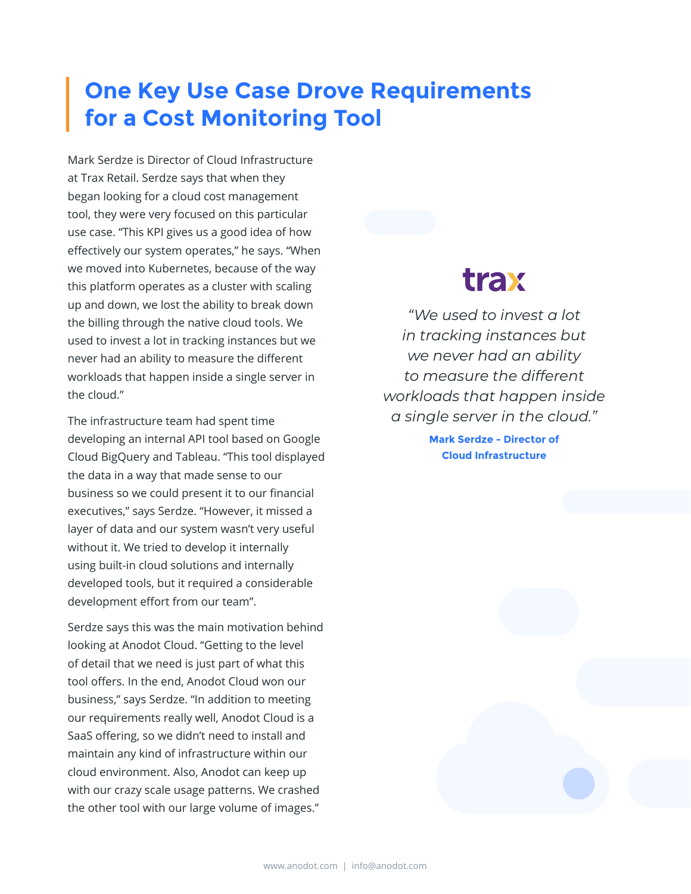## One Key Use Case Drove Requirements for a Cost Monitoring Tool

Mark Serdze is Director of Cloud Infrastructure at Trax Retail. Serdze says that when they began looking for a cloud cost management tool, they were very focused on this particular use case. "This KPI gives us a good idea of how effectively our system operates," he says. "When we moved into Kubernetes, because of the way this platform operates as a cluster with scaling up and down, we lost the ability to break down the billing through the native cloud tools. We used to invest a lot in tracking instances but we never had an ability to measure the different workloads that happen inside a single server in the cloud."

The infrastructure team had spent time developing an internal API tool based on Google Cloud BigQuery and Tableau. "This tool displayed the data in a way that made sense to our business so we could present it to our financial executives," says Serdze. "However, it missed a layer of data and our system wasn't very useful without it. We tried to develop it internally using built-in cloud solutions and internally developed tools, but it required a considerable development effort from our team".

Serdze says this was the main motivation behind looking at Anodot Cloud. "Getting to the level of detail that we need is just part of what this tool offers. In the end, Anodot Cloud won our business," says Serdze. "In addition to meeting our requirements really well, Anodot Cloud is a SaaS offering, so we didn't need to install and maintain any kind of infrastructure within our cloud environment. Also, Anodot can keep up with our crazy scale usage patterns. We crashed the other tool with our large volume of images."

trax

*"We used to invest a lot in tracking instances but we never had an ability to measure the different workloads that happen inside a single server in the cloud."*

**Mark Serdze - Director of Cloud Infrastructure**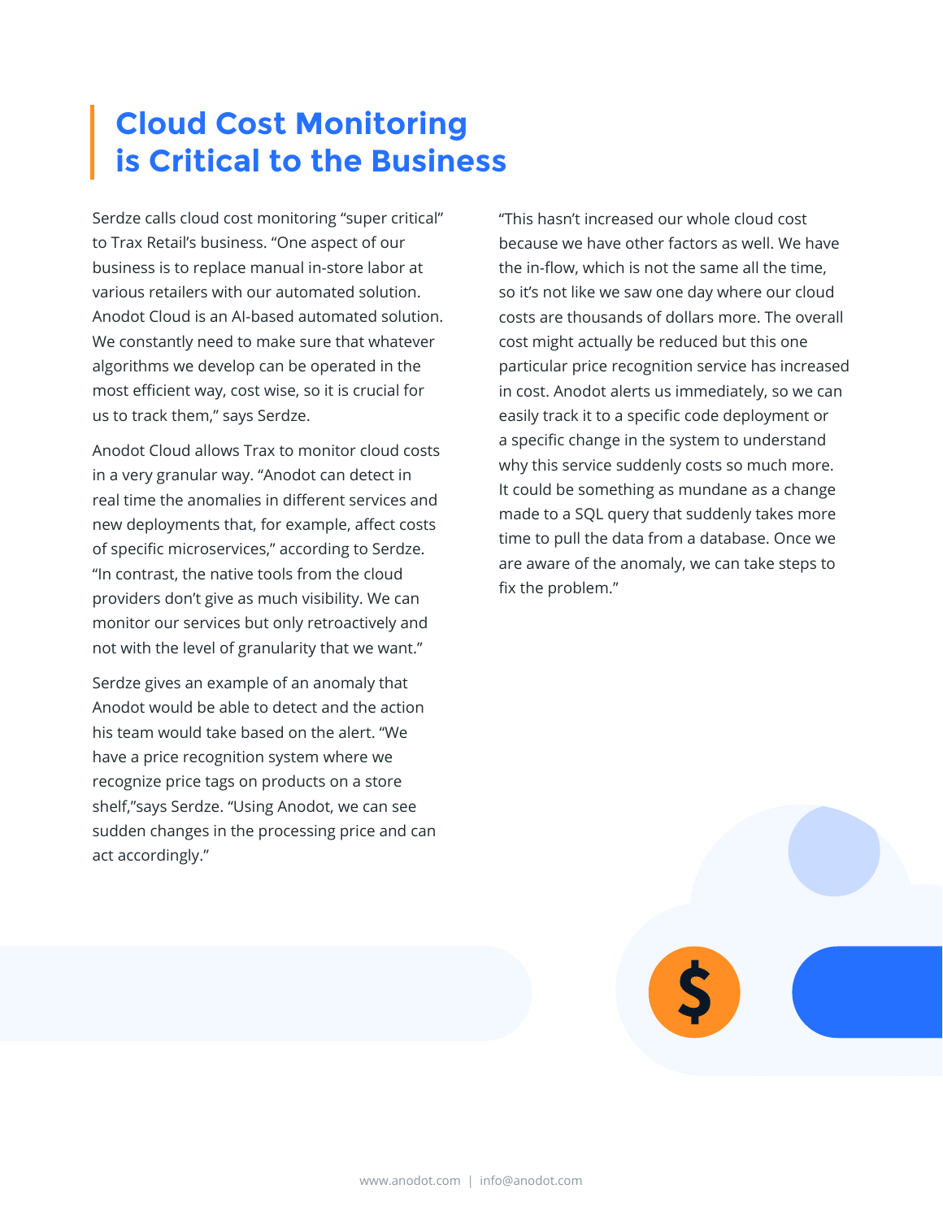# Cloud Cost Monitoring is Critical to the Business

Serdze calls cloud cost monitoring "super critical" to Trax Retail's business. "One aspect of our business is to replace manual in-store labor at various retailers with our automated solution. Anodot Cloud is an AI-based automated solution. We constantly need to make sure that whatever algorithms we develop can be operated in the most efficient way, cost wise, so it is crucial for us to track them," says Serdze.

Anodot Cloud allows Trax to monitor cloud costs in a very granular way. "Anodot can detect in real time the anomalies in different services and new deployments that, for example, affect costs of specific microservices," according to Serdze. "In contrast, the native tools from the cloud providers don't give as much visibility. We can monitor our services but only retroactively and not with the level of granularity that we want."

Serdze gives an example of an anomaly that Anodot would be able to detect and the action his team would take based on the alert. "We have a price recognition system where we recognize price tags on products on a store shelf,"says Serdze. "Using Anodot, we can see sudden changes in the processing price and can act accordingly."

"This hasn't increased our whole cloud cost because we have other factors as well. We have the in-flow, which is not the same all the time, so it's not like we saw one day where our cloud costs are thousands of dollars more. The overall cost might actually be reduced but this one particular price recognition service has increased in cost. Anodot alerts us immediately, so we can easily track it to a specific code deployment or a specific change in the system to understand why this service suddenly costs so much more. It could be something as mundane as a change made to a SQL query that suddenly takes more time to pull the data from a database. Once we are aware of the anomaly, we can take steps to fix the problem."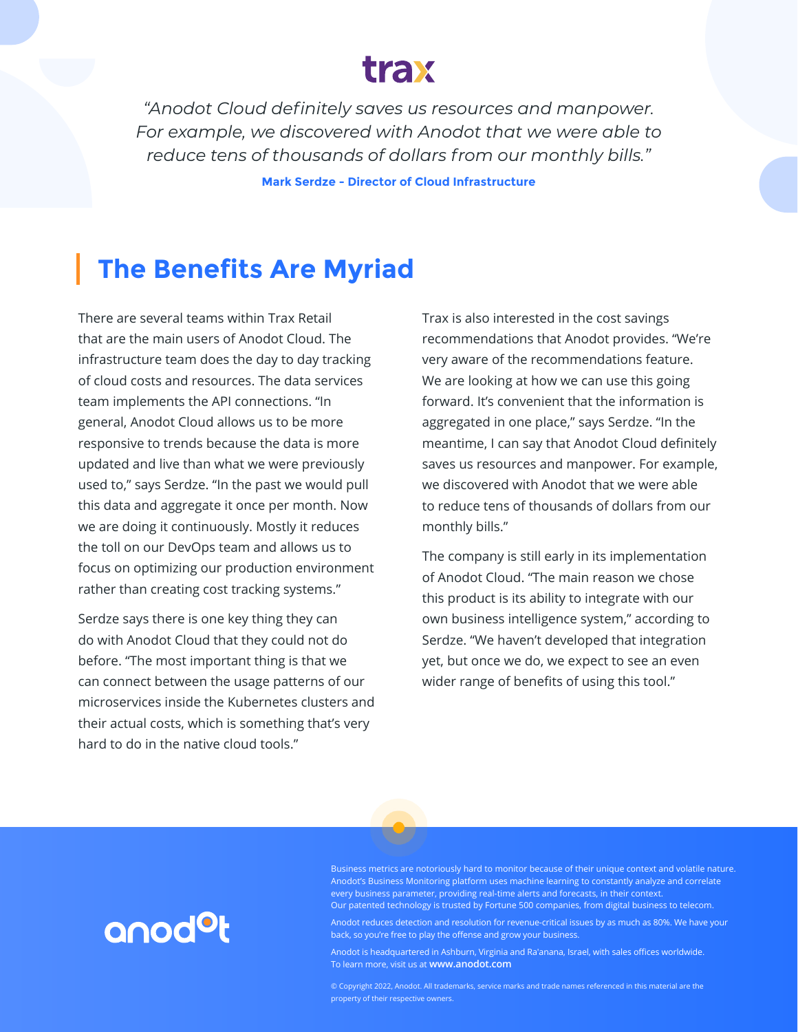trax

*"Anodot Cloud definitely saves us resources and manpower. For example, we discovered with Anodot that we were able to reduce tens of thousands of dollars from our monthly bills."*

**Mark Serdze - Director of Cloud Infrastructure**

## The Benefits Are Myriad

There are several teams within Trax Retail that are the main users of Anodot Cloud. The infrastructure team does the day to day tracking of cloud costs and resources. The data services team implements the API connections. "In general, Anodot Cloud allows us to be more responsive to trends because the data is more updated and live than what we were previously used to," says Serdze. "In the past we would pull this data and aggregate it once per month. Now we are doing it continuously. Mostly it reduces the toll on our DevOps team and allows us to focus on optimizing our production environment rather than creating cost tracking systems."

Serdze says there is one key thing they can do with Anodot Cloud that they could not do before. "The most important thing is that we can connect between the usage patterns of our microservices inside the Kubernetes clusters and their actual costs, which is something that's very hard to do in the native cloud tools."

Trax is also interested in the cost savings recommendations that Anodot provides. "We're very aware of the recommendations feature. We are looking at how we can use this going forward. It's convenient that the information is aggregated in one place," says Serdze. "In the meantime, I can say that Anodot Cloud definitely saves us resources and manpower. For example, we discovered with Anodot that we were able to reduce tens of thousands of dollars from our monthly bills."

The company is still early in its implementation of Anodot Cloud. "The main reason we chose this product is its ability to integrate with our own business intelligence system," according to Serdze. "We haven't developed that integration yet, but once we do, we expect to see an even wider range of benefits of using this tool."

anodot

Business metrics are notoriously hard to monitor because of their unique context and volatile nature. Anodot's Business Monitoring platform uses machine learning to constantly analyze and correlate every business parameter, providing real-time alerts and forecasts, in their context. Our patented technology is trusted by Fortune 500 companies, from digital business to telecom.

Anodot reduces detection and resolution for revenue-critical issues by as much as 80%. We have your back, so you're free to play the offense and grow your business.

Anodot is headquartered in Ashburn, Virginia and Ra'anana, Israel, with sales offices worldwide. To learn more, visit us at **www.anodot.com**

© Copyright 2022, Anodot. All trademarks, service marks and trade names referenced in this material are the property of their respective owners.